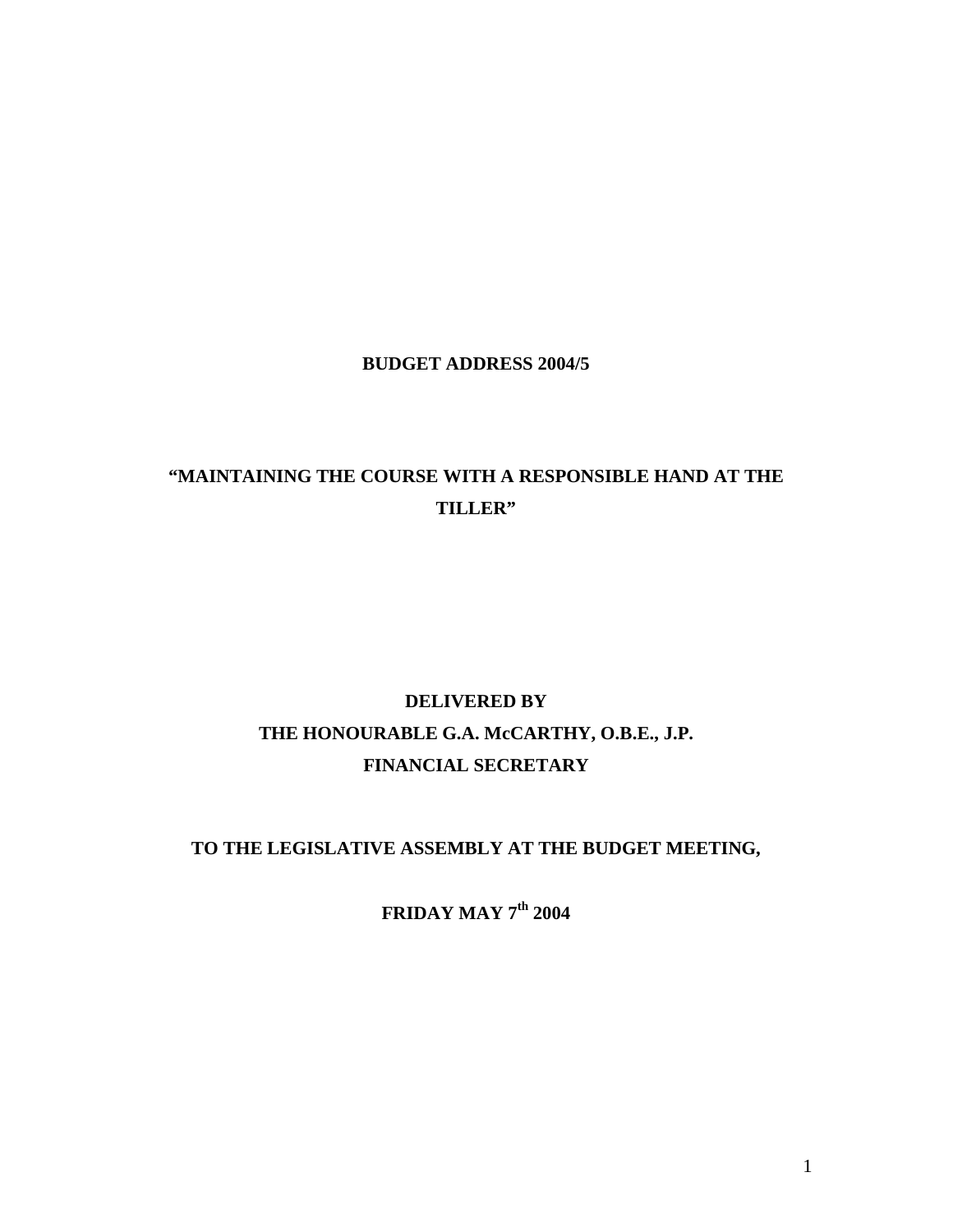# BUDGET ADDRESS 2004/5

## "MAINTAINING THE COURSE WITH A RESPONSIBLE HAND AT THE TILLER"

**DELIVERED BY**

**THE HONOURABLE G.A. McCARTHY, O.B.E., J.P.**

**FINANCIAL SECRETARY**

**TO THE LEGISLATIVE ASSEMBLY AT THE BUDGET MEETING,**

**FRIDAY MAY 7th 2004**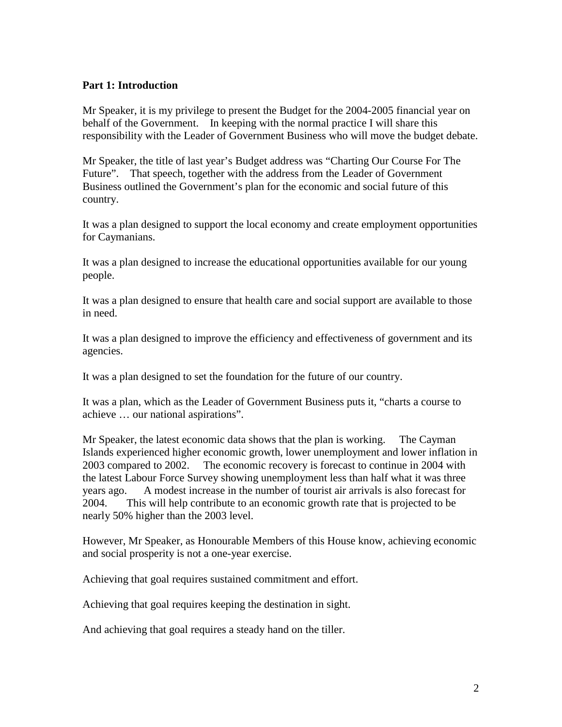## Part 1: Introduction

Mr Speaker, it is my privilege to present the Budget for the 2004-2005 financial year on behalf of the Government. In keeping with the normal practice I will share this responsibility with the Leader of Government Business who will move the budget debate.

Mr Speaker, the title of last year's Budget address was "Charting Our Course For The Future". That speech, together with the address from the Leader of Government Business outlined the Government's plan for the economic and social future of this country.

It was a plan designed to support the local economy and create employment opportunities for Caymanians.

It was a plan designed to increase the educational opportunities available for our young people.

It was a plan designed to ensure that health care and social support are available to those in need.

It was a plan designed to improve the efficiency and effectiveness of government and its agencies.

It was a plan designed to set the foundation for the future of our country.

It was a plan, which as the Leader of Government Business puts it, "charts a course to achieve … our national aspirations".

Mr Speaker, the latest economic data shows that the plan is working. The Cayman Islands experienced higher economic growth, lower unemployment and lower inflation in 2003 compared to 2002. The economic recovery is forecast to continue in 2004 with the latest Labour Force Survey showing unemployment less than half what it was three years ago. A modest increase in the number of tourist air arrivals is also forecast for 2004. This will help contribute to an economic growth rate that is projected to be nearly 50% higher than the 2003 level.

However, Mr Speaker, as Honourable Members of this House know, achieving economic and social prosperity is not a one-year exercise.

Achieving that goal requires sustained commitment and effort.

Achieving that goal requires keeping the destination in sight.

And achieving that goal requires a steady hand on the tiller.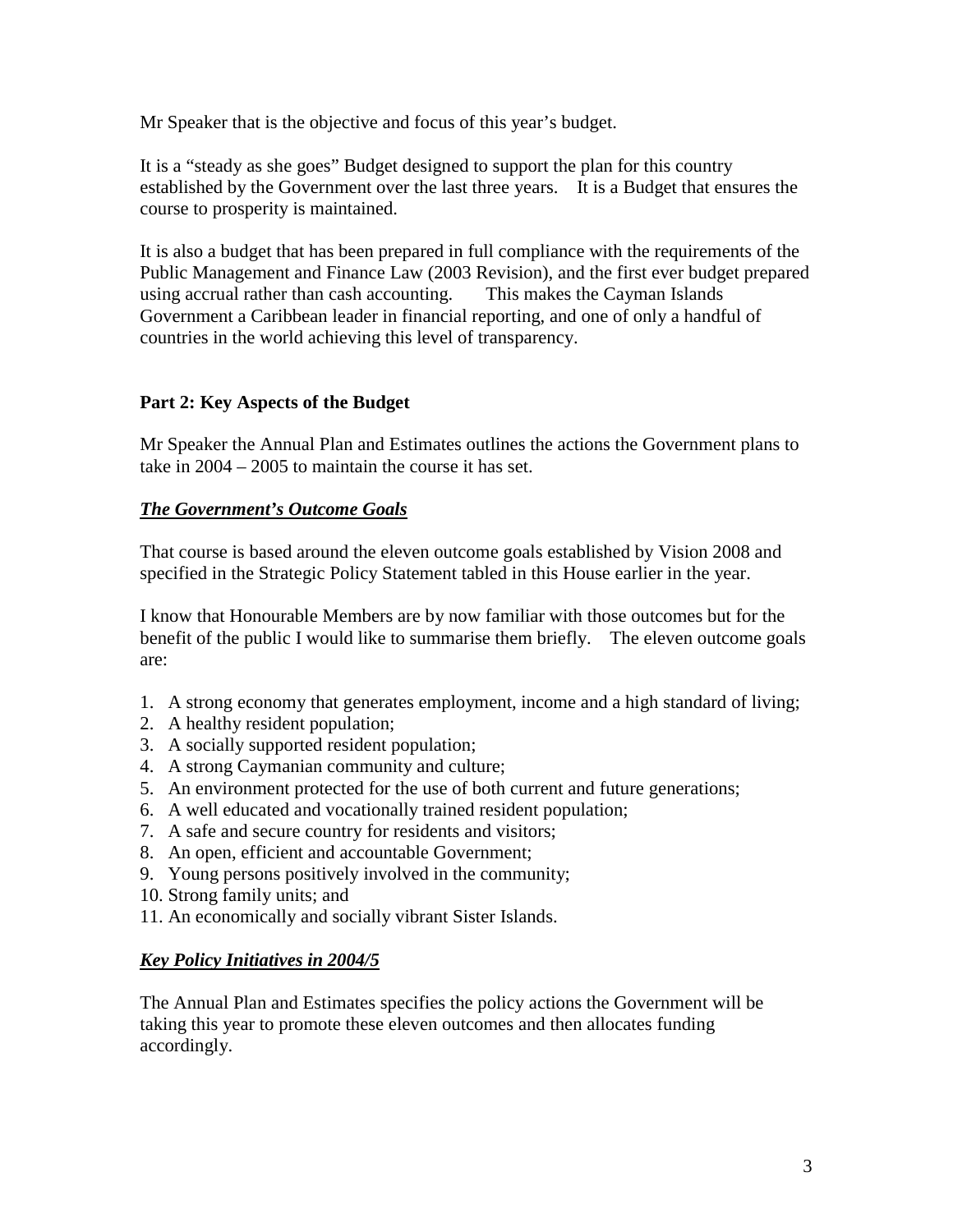Mr Speaker that is the objective and focus of this year's budget.

It is a "steady as she goes" Budget designed to support the plan for this country established by the Government over the last three years. It is a Budget that ensures the course to prosperity is maintained.

It is also a budget that has been prepared in full compliance with the requirements of the Public Management and Finance Law (2003 Revision), and the first ever budget prepared using accrual rather than cash accounting. This makes the Cayman Islands Government a Caribbean leader in financial reporting, and one of only a handful of countries in the world achieving this level of transparency.

## Part 2: Key Aspects of the Budget

Mr Speaker the Annual Plan and Estimates outlines the actions the Government plans to take in 2004 – 2005 to maintain the course it has set.

### ***The Government's Outcome Goals***

That course is based around the eleven outcome goals established by Vision 2008 and specified in the Strategic Policy Statement tabled in this House earlier in the year.

I know that Honourable Members are by now familiar with those outcomes but for the benefit of the public I would like to summarise them briefly. The eleven outcome goals are:

1. A strong economy that generates employment, income and a high standard of living;
2. A healthy resident population;
3. A socially supported resident population;
4. A strong Caymanian community and culture;
5. An environment protected for the use of both current and future generations;
6. A well educated and vocationally trained resident population;
7. A safe and secure country for residents and visitors;
8. An open, efficient and accountable Government;
9. Young persons positively involved in the community;
10. Strong family units; and
11. An economically and socially vibrant Sister Islands.

### ***Key Policy Initiatives in 2004/5***

The Annual Plan and Estimates specifies the policy actions the Government will be taking this year to promote these eleven outcomes and then allocates funding accordingly.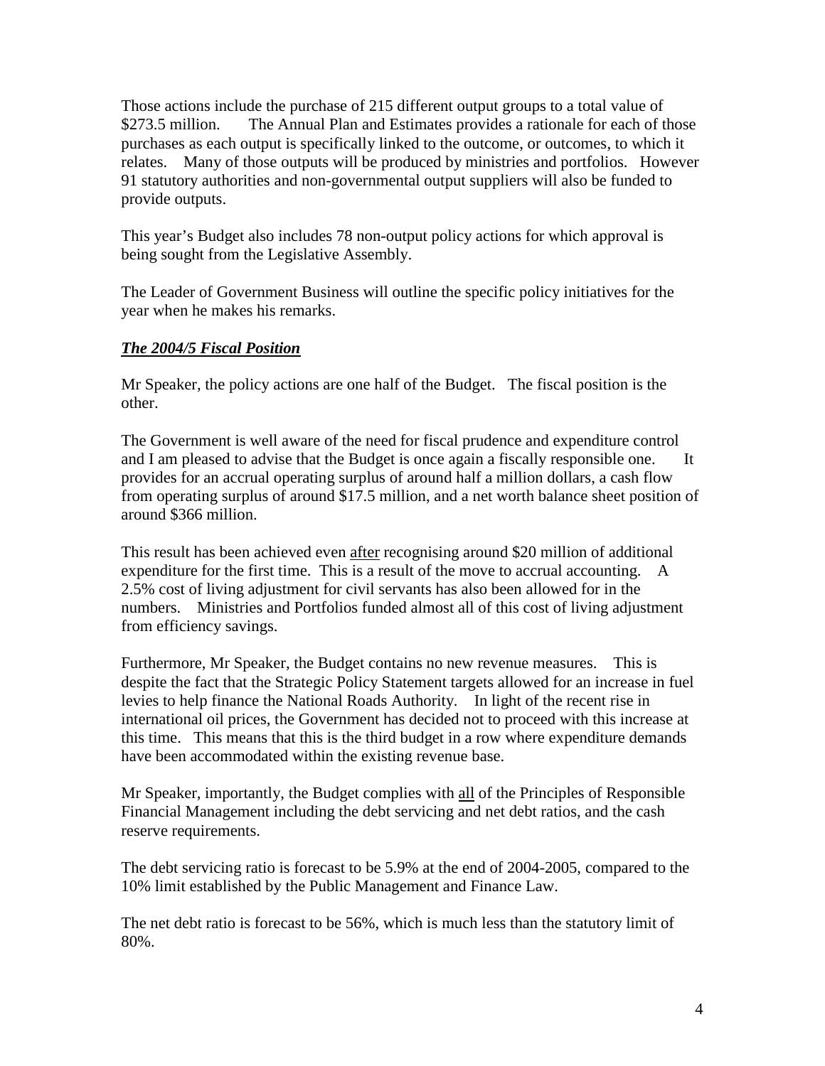Those actions include the purchase of 215 different output groups to a total value of \$273.5 million. The Annual Plan and Estimates provides a rationale for each of those purchases as each output is specifically linked to the outcome, or outcomes, to which it relates. Many of those outputs will be produced by ministries and portfolios. However 91 statutory authorities and non-governmental output suppliers will also be funded to provide outputs.

This year's Budget also includes 78 non-output policy actions for which approval is being sought from the Legislative Assembly.

The Leader of Government Business will outline the specific policy initiatives for the year when he makes his remarks.

## ***The 2004/5 Fiscal Position***

Mr Speaker, the policy actions are one half of the Budget. The fiscal position is the other.

The Government is well aware of the need for fiscal prudence and expenditure control and I am pleased to advise that the Budget is once again a fiscally responsible one. It provides for an accrual operating surplus of around half a million dollars, a cash flow from operating surplus of around \$17.5 million, and a net worth balance sheet position of around \$366 million.

This result has been achieved even <u>after</u> recognising around \$20 million of additional expenditure for the first time. This is a result of the move to accrual accounting. A 2.5% cost of living adjustment for civil servants has also been allowed for in the numbers. Ministries and Portfolios funded almost all of this cost of living adjustment from efficiency savings.

Furthermore, Mr Speaker, the Budget contains no new revenue measures. This is despite the fact that the Strategic Policy Statement targets allowed for an increase in fuel levies to help finance the National Roads Authority. In light of the recent rise in international oil prices, the Government has decided not to proceed with this increase at this time. This means that this is the third budget in a row where expenditure demands have been accommodated within the existing revenue base.

Mr Speaker, importantly, the Budget complies with <u>all</u> of the Principles of Responsible Financial Management including the debt servicing and net debt ratios, and the cash reserve requirements.

The debt servicing ratio is forecast to be 5.9% at the end of 2004-2005, compared to the 10% limit established by the Public Management and Finance Law.

The net debt ratio is forecast to be 56%, which is much less than the statutory limit of 80%.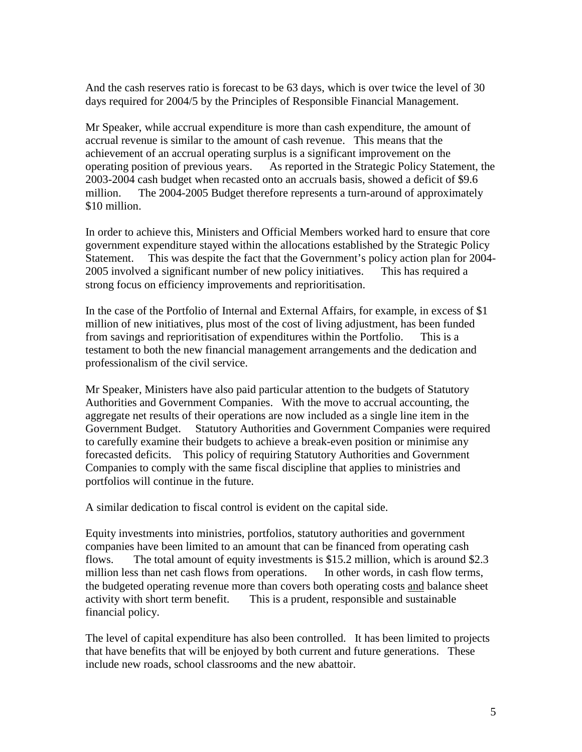And the cash reserves ratio is forecast to be 63 days, which is over twice the level of 30 days required for 2004/5 by the Principles of Responsible Financial Management.

Mr Speaker, while accrual expenditure is more than cash expenditure, the amount of accrual revenue is similar to the amount of cash revenue. This means that the achievement of an accrual operating surplus is a significant improvement on the operating position of previous years. As reported in the Strategic Policy Statement, the 2003-2004 cash budget when recasted onto an accruals basis, showed a deficit of $9.6 million. The 2004-2005 Budget therefore represents a turn-around of approximately $10 million.

In order to achieve this, Ministers and Official Members worked hard to ensure that core government expenditure stayed within the allocations established by the Strategic Policy Statement. This was despite the fact that the Government's policy action plan for 2004-2005 involved a significant number of new policy initiatives. This has required a strong focus on efficiency improvements and reprioritisation.

In the case of the Portfolio of Internal and External Affairs, for example, in excess of $1 million of new initiatives, plus most of the cost of living adjustment, has been funded from savings and reprioritisation of expenditures within the Portfolio. This is a testament to both the new financial management arrangements and the dedication and professionalism of the civil service.

Mr Speaker, Ministers have also paid particular attention to the budgets of Statutory Authorities and Government Companies. With the move to accrual accounting, the aggregate net results of their operations are now included as a single line item in the Government Budget. Statutory Authorities and Government Companies were required to carefully examine their budgets to achieve a break-even position or minimise any forecasted deficits. This policy of requiring Statutory Authorities and Government Companies to comply with the same fiscal discipline that applies to ministries and portfolios will continue in the future.

A similar dedication to fiscal control is evident on the capital side.

Equity investments into ministries, portfolios, statutory authorities and government companies have been limited to an amount that can be financed from operating cash flows. The total amount of equity investments is $15.2 million, which is around $2.3 million less than net cash flows from operations. In other words, in cash flow terms, the budgeted operating revenue more than covers both operating costs <u>and</u> balance sheet activity with short term benefit. This is a prudent, responsible and sustainable financial policy.

The level of capital expenditure has also been controlled. It has been limited to projects that have benefits that will be enjoyed by both current and future generations. These include new roads, school classrooms and the new abattoir.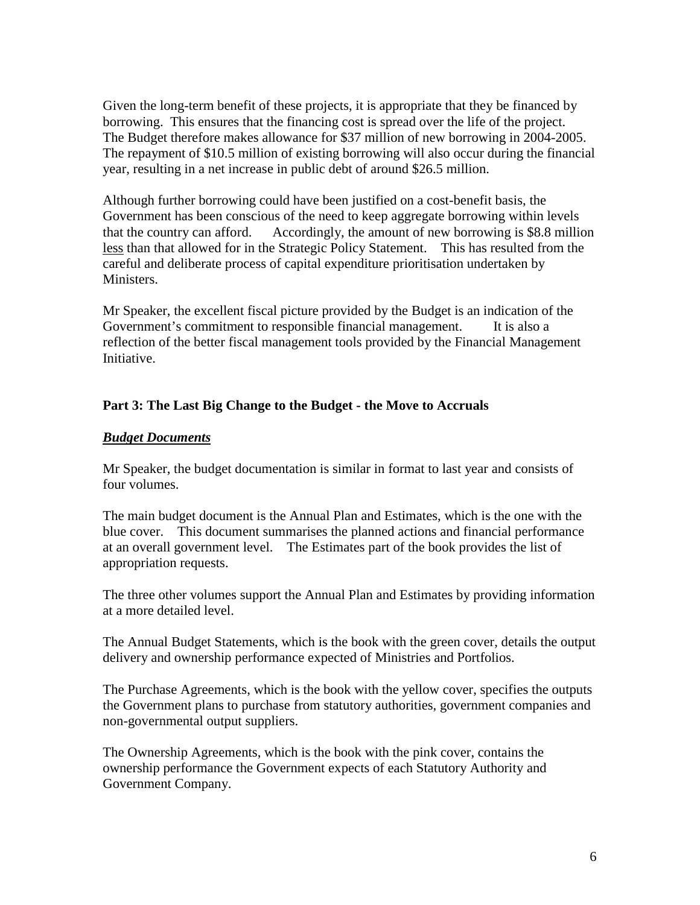Given the long-term benefit of these projects, it is appropriate that they be financed by borrowing. This ensures that the financing cost is spread over the life of the project. The Budget therefore makes allowance for $37 million of new borrowing in 2004-2005. The repayment of $10.5 million of existing borrowing will also occur during the financial year, resulting in a net increase in public debt of around $26.5 million.

Although further borrowing could have been justified on a cost-benefit basis, the Government has been conscious of the need to keep aggregate borrowing within levels that the country can afford. Accordingly, the amount of new borrowing is $8.8 million <u>less</u> than that allowed for in the Strategic Policy Statement. This has resulted from the careful and deliberate process of capital expenditure prioritisation undertaken by Ministers.

Mr Speaker, the excellent fiscal picture provided by the Budget is an indication of the Government's commitment to responsible financial management. It is also a reflection of the better fiscal management tools provided by the Financial Management Initiative.

## Part 3: The Last Big Change to the Budget - the Move to Accruals

### ***<u>Budget Documents</u>***

Mr Speaker, the budget documentation is similar in format to last year and consists of four volumes.

The main budget document is the Annual Plan and Estimates, which is the one with the blue cover. This document summarises the planned actions and financial performance at an overall government level. The Estimates part of the book provides the list of appropriation requests.

The three other volumes support the Annual Plan and Estimates by providing information at a more detailed level.

The Annual Budget Statements, which is the book with the green cover, details the output delivery and ownership performance expected of Ministries and Portfolios.

The Purchase Agreements, which is the book with the yellow cover, specifies the outputs the Government plans to purchase from statutory authorities, government companies and non-governmental output suppliers.

The Ownership Agreements, which is the book with the pink cover, contains the ownership performance the Government expects of each Statutory Authority and Government Company.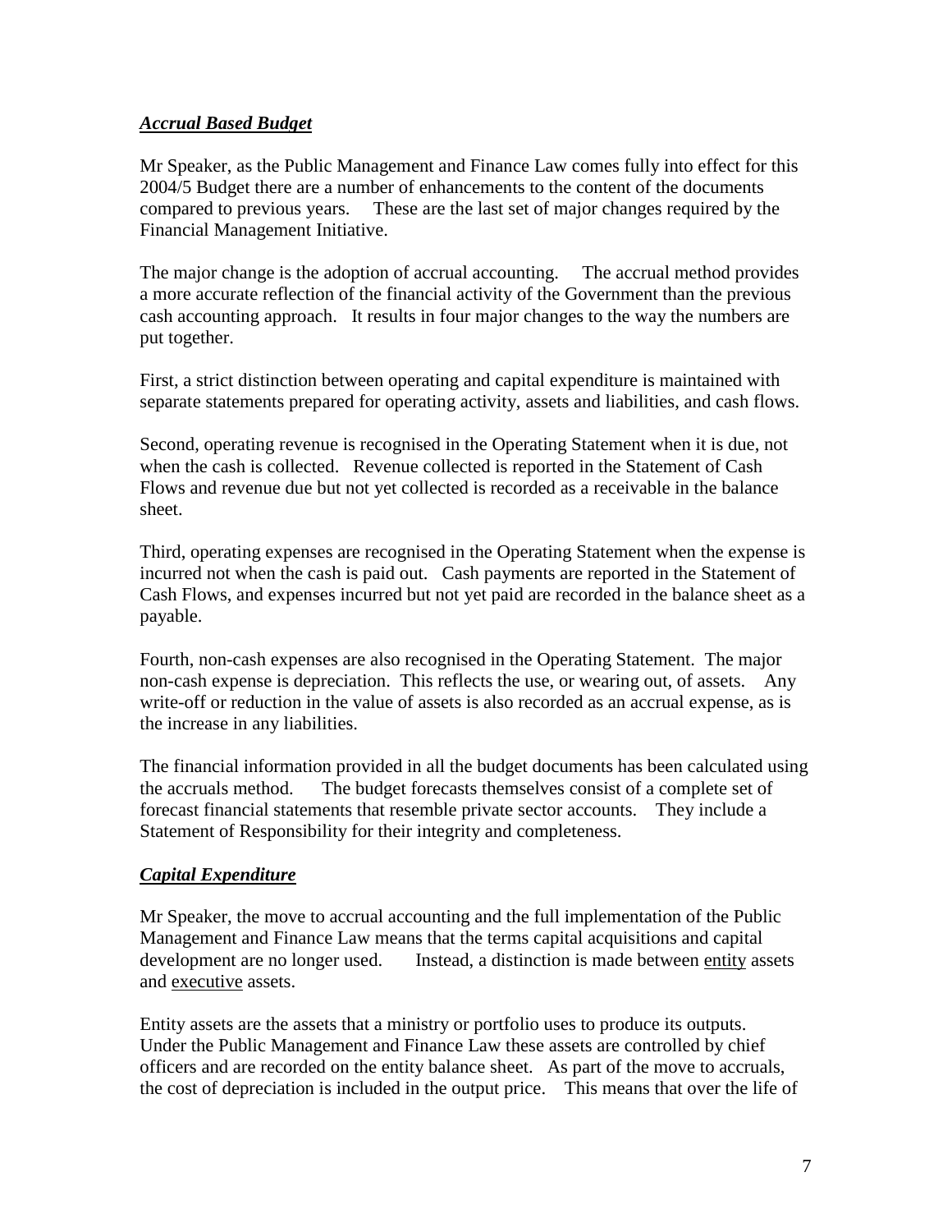### ***Accrual Based Budget***

Mr Speaker, as the Public Management and Finance Law comes fully into effect for this 2004/5 Budget there are a number of enhancements to the content of the documents compared to previous years. These are the last set of major changes required by the Financial Management Initiative.

The major change is the adoption of accrual accounting. The accrual method provides a more accurate reflection of the financial activity of the Government than the previous cash accounting approach. It results in four major changes to the way the numbers are put together.

First, a strict distinction between operating and capital expenditure is maintained with separate statements prepared for operating activity, assets and liabilities, and cash flows.

Second, operating revenue is recognised in the Operating Statement when it is due, not when the cash is collected. Revenue collected is reported in the Statement of Cash Flows and revenue due but not yet collected is recorded as a receivable in the balance sheet.

Third, operating expenses are recognised in the Operating Statement when the expense is incurred not when the cash is paid out. Cash payments are reported in the Statement of Cash Flows, and expenses incurred but not yet paid are recorded in the balance sheet as a payable.

Fourth, non-cash expenses are also recognised in the Operating Statement. The major non-cash expense is depreciation. This reflects the use, or wearing out, of assets. Any write-off or reduction in the value of assets is also recorded as an accrual expense, as is the increase in any liabilities.

The financial information provided in all the budget documents has been calculated using the accruals method. The budget forecasts themselves consist of a complete set of forecast financial statements that resemble private sector accounts. They include a Statement of Responsibility for their integrity and completeness.

### ***Capital Expenditure***

Mr Speaker, the move to accrual accounting and the full implementation of the Public Management and Finance Law means that the terms capital acquisitions and capital development are no longer used. Instead, a distinction is made between <u>entity</u> assets and <u>executive</u> assets.

Entity assets are the assets that a ministry or portfolio uses to produce its outputs. Under the Public Management and Finance Law these assets are controlled by chief officers and are recorded on the entity balance sheet. As part of the move to accruals, the cost of depreciation is included in the output price. This means that over the life of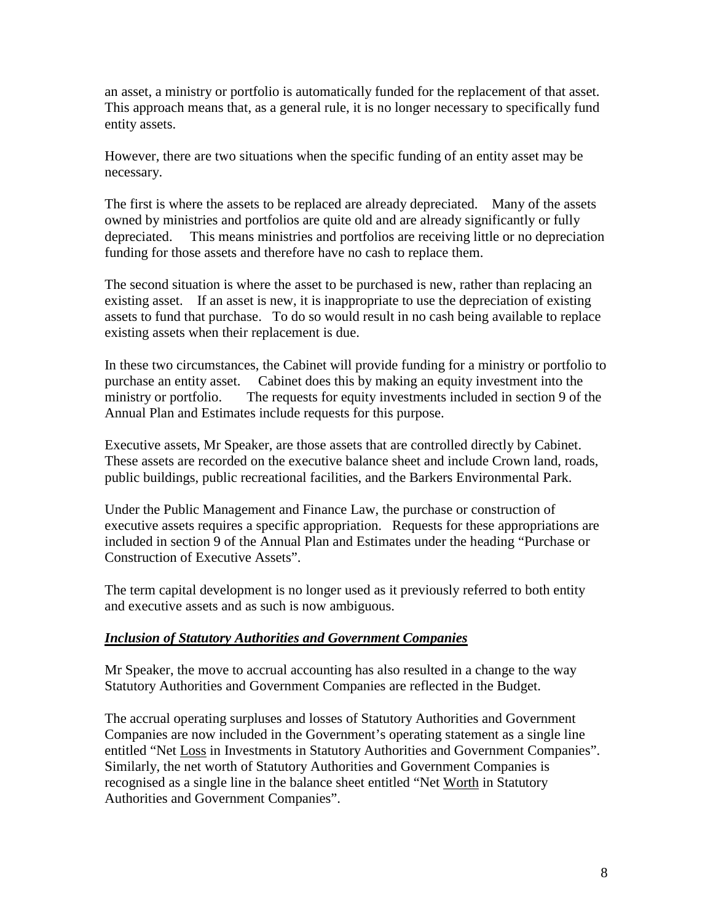an asset, a ministry or portfolio is automatically funded for the replacement of that asset. This approach means that, as a general rule, it is no longer necessary to specifically fund entity assets.

However, there are two situations when the specific funding of an entity asset may be necessary.

The first is where the assets to be replaced are already depreciated. Many of the assets owned by ministries and portfolios are quite old and are already significantly or fully depreciated. This means ministries and portfolios are receiving little or no depreciation funding for those assets and therefore have no cash to replace them.

The second situation is where the asset to be purchased is new, rather than replacing an existing asset. If an asset is new, it is inappropriate to use the depreciation of existing assets to fund that purchase. To do so would result in no cash being available to replace existing assets when their replacement is due.

In these two circumstances, the Cabinet will provide funding for a ministry or portfolio to purchase an entity asset. Cabinet does this by making an equity investment into the ministry or portfolio. The requests for equity investments included in section 9 of the Annual Plan and Estimates include requests for this purpose.

Executive assets, Mr Speaker, are those assets that are controlled directly by Cabinet. These assets are recorded on the executive balance sheet and include Crown land, roads, public buildings, public recreational facilities, and the Barkers Environmental Park.

Under the Public Management and Finance Law, the purchase or construction of executive assets requires a specific appropriation. Requests for these appropriations are included in section 9 of the Annual Plan and Estimates under the heading "Purchase or Construction of Executive Assets".

The term capital development is no longer used as it previously referred to both entity and executive assets and as such is now ambiguous.

### ***Inclusion of Statutory Authorities and Government Companies***

Mr Speaker, the move to accrual accounting has also resulted in a change to the way Statutory Authorities and Government Companies are reflected in the Budget.

The accrual operating surpluses and losses of Statutory Authorities and Government Companies are now included in the Government's operating statement as a single line entitled "Net Loss in Investments in Statutory Authorities and Government Companies". Similarly, the net worth of Statutory Authorities and Government Companies is recognised as a single line in the balance sheet entitled "Net Worth in Statutory Authorities and Government Companies".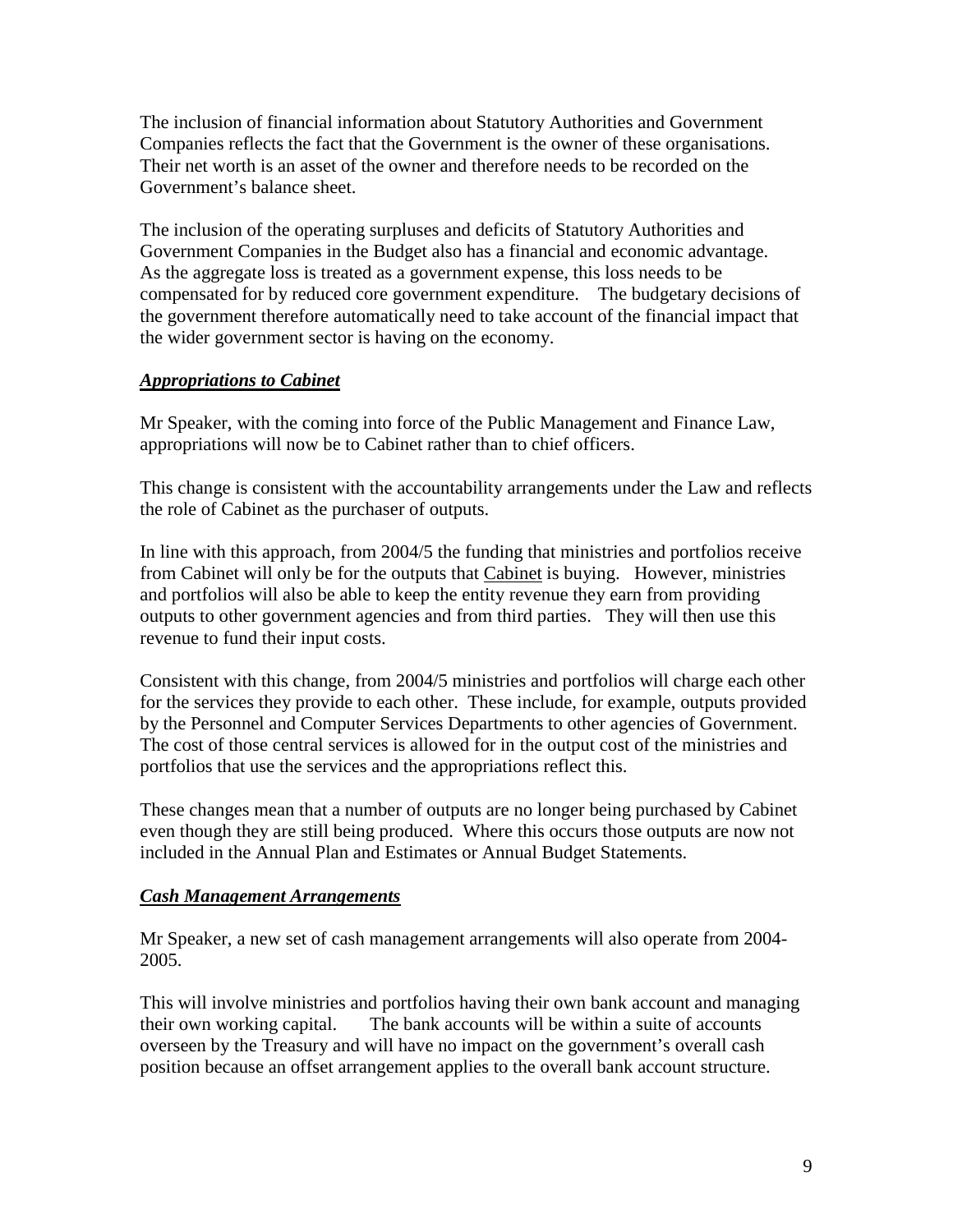The inclusion of financial information about Statutory Authorities and Government Companies reflects the fact that the Government is the owner of these organisations. Their net worth is an asset of the owner and therefore needs to be recorded on the Government's balance sheet.

The inclusion of the operating surpluses and deficits of Statutory Authorities and Government Companies in the Budget also has a financial and economic advantage. As the aggregate loss is treated as a government expense, this loss needs to be compensated for by reduced core government expenditure. The budgetary decisions of the government therefore automatically need to take account of the financial impact that the wider government sector is having on the economy.

***Appropriations to Cabinet***

Mr Speaker, with the coming into force of the Public Management and Finance Law, appropriations will now be to Cabinet rather than to chief officers.

This change is consistent with the accountability arrangements under the Law and reflects the role of Cabinet as the purchaser of outputs.

In line with this approach, from 2004/5 the funding that ministries and portfolios receive from Cabinet will only be for the outputs that Cabinet is buying. However, ministries and portfolios will also be able to keep the entity revenue they earn from providing outputs to other government agencies and from third parties. They will then use this revenue to fund their input costs.

Consistent with this change, from 2004/5 ministries and portfolios will charge each other for the services they provide to each other. These include, for example, outputs provided by the Personnel and Computer Services Departments to other agencies of Government. The cost of those central services is allowed for in the output cost of the ministries and portfolios that use the services and the appropriations reflect this.

These changes mean that a number of outputs are no longer being purchased by Cabinet even though they are still being produced. Where this occurs those outputs are now not included in the Annual Plan and Estimates or Annual Budget Statements.

***Cash Management Arrangements***

Mr Speaker, a new set of cash management arrangements will also operate from 2004-2005.

This will involve ministries and portfolios having their own bank account and managing their own working capital. The bank accounts will be within a suite of accounts overseen by the Treasury and will have no impact on the government's overall cash position because an offset arrangement applies to the overall bank account structure.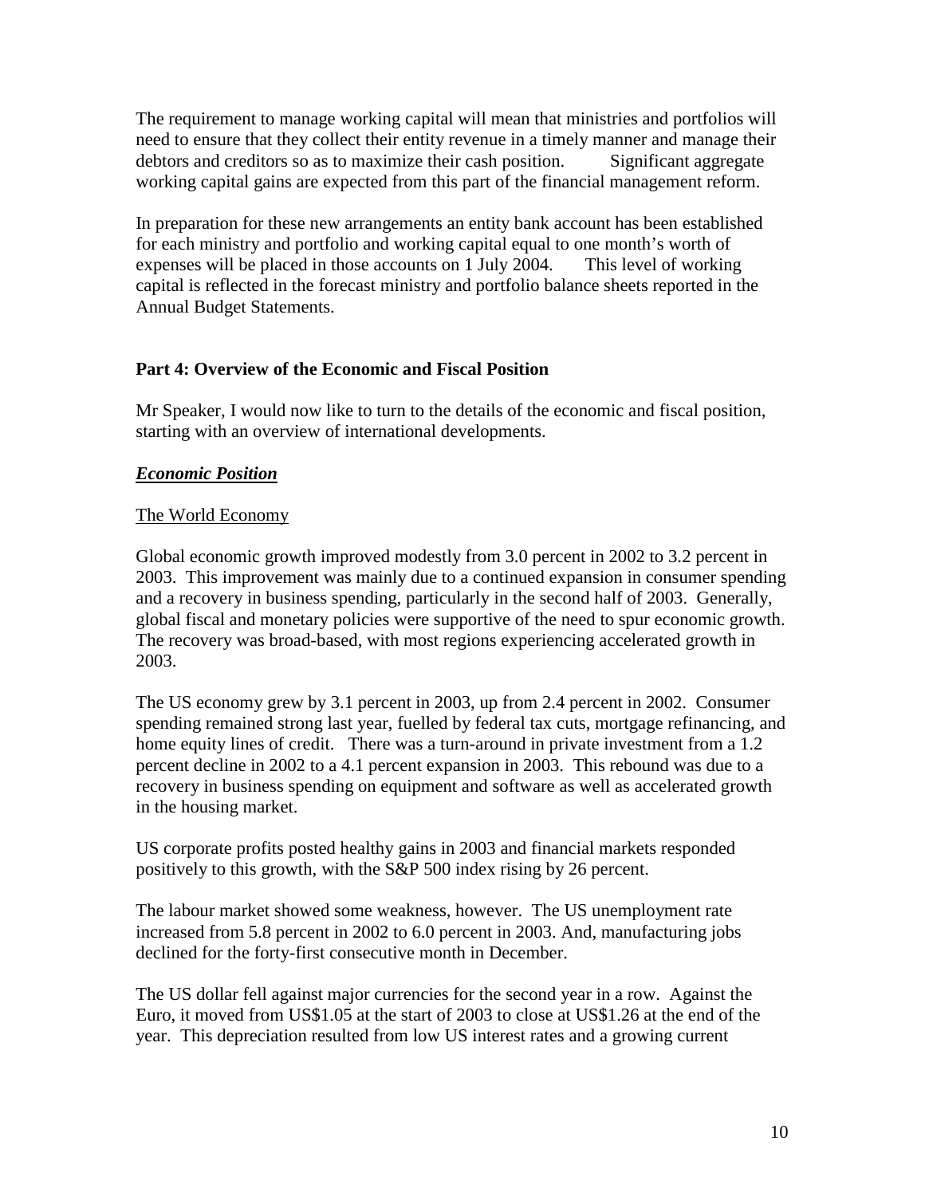The requirement to manage working capital will mean that ministries and portfolios will need to ensure that they collect their entity revenue in a timely manner and manage their debtors and creditors so as to maximize their cash position. Significant aggregate working capital gains are expected from this part of the financial management reform.

In preparation for these new arrangements an entity bank account has been established for each ministry and portfolio and working capital equal to one month's worth of expenses will be placed in those accounts on 1 July 2004. This level of working capital is reflected in the forecast ministry and portfolio balance sheets reported in the Annual Budget Statements.

## Part 4: Overview of the Economic and Fiscal Position

Mr Speaker, I would now like to turn to the details of the economic and fiscal position, starting with an overview of international developments.

### ***Economic Position***

#### The World Economy

Global economic growth improved modestly from 3.0 percent in 2002 to 3.2 percent in 2003. This improvement was mainly due to a continued expansion in consumer spending and a recovery in business spending, particularly in the second half of 2003. Generally, global fiscal and monetary policies were supportive of the need to spur economic growth. The recovery was broad-based, with most regions experiencing accelerated growth in 2003.

The US economy grew by 3.1 percent in 2003, up from 2.4 percent in 2002. Consumer spending remained strong last year, fuelled by federal tax cuts, mortgage refinancing, and home equity lines of credit. There was a turn-around in private investment from a 1.2 percent decline in 2002 to a 4.1 percent expansion in 2003. This rebound was due to a recovery in business spending on equipment and software as well as accelerated growth in the housing market.

US corporate profits posted healthy gains in 2003 and financial markets responded positively to this growth, with the S&P 500 index rising by 26 percent.

The labour market showed some weakness, however. The US unemployment rate increased from 5.8 percent in 2002 to 6.0 percent in 2003. And, manufacturing jobs declined for the forty-first consecutive month in December.

The US dollar fell against major currencies for the second year in a row. Against the Euro, it moved from US$1.05 at the start of 2003 to close at US$1.26 at the end of the year. This depreciation resulted from low US interest rates and a growing current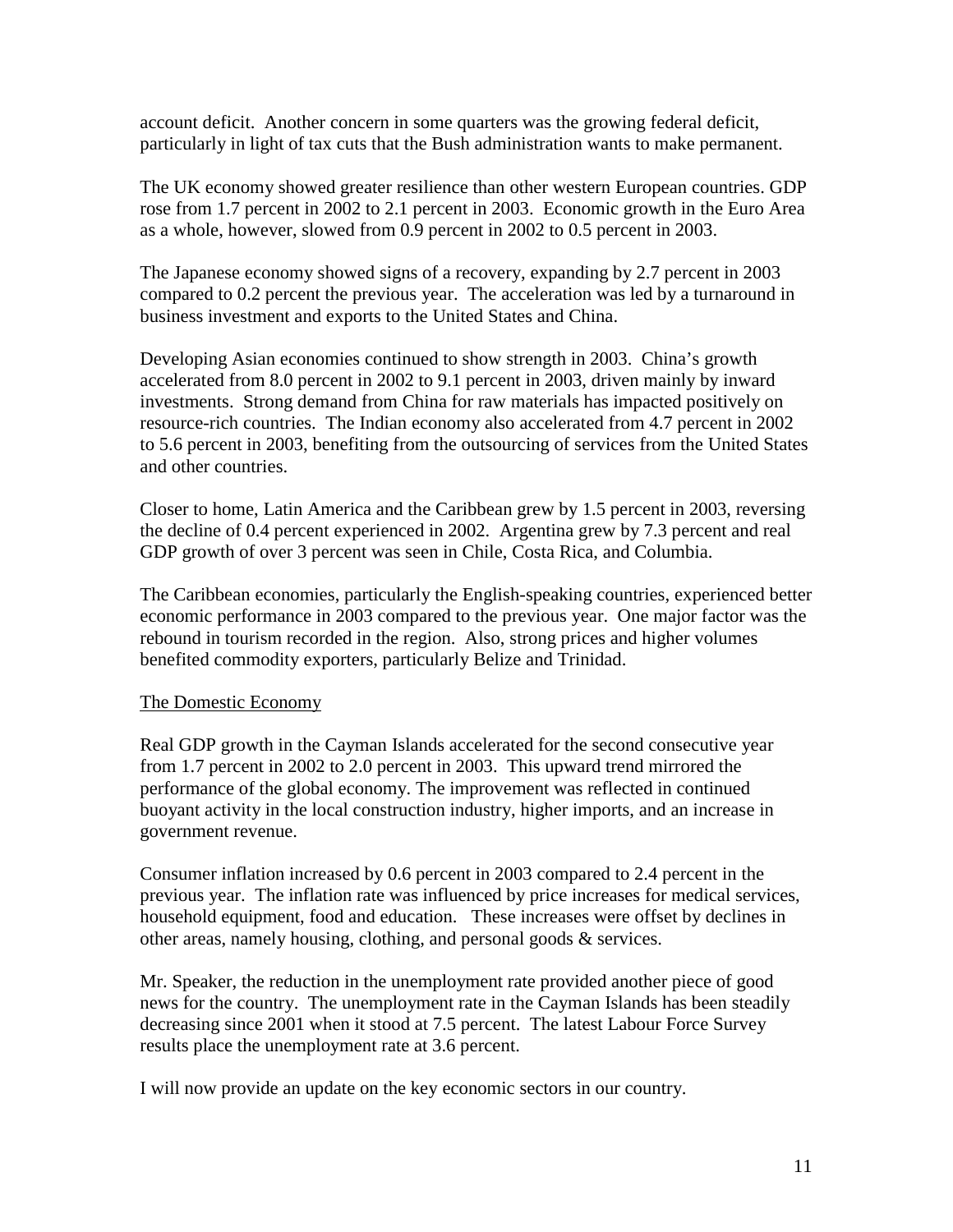account deficit. Another concern in some quarters was the growing federal deficit, particularly in light of tax cuts that the Bush administration wants to make permanent.

The UK economy showed greater resilience than other western European countries. GDP rose from 1.7 percent in 2002 to 2.1 percent in 2003. Economic growth in the Euro Area as a whole, however, slowed from 0.9 percent in 2002 to 0.5 percent in 2003.

The Japanese economy showed signs of a recovery, expanding by 2.7 percent in 2003 compared to 0.2 percent the previous year. The acceleration was led by a turnaround in business investment and exports to the United States and China.

Developing Asian economies continued to show strength in 2003. China's growth accelerated from 8.0 percent in 2002 to 9.1 percent in 2003, driven mainly by inward investments. Strong demand from China for raw materials has impacted positively on resource-rich countries. The Indian economy also accelerated from 4.7 percent in 2002 to 5.6 percent in 2003, benefiting from the outsourcing of services from the United States and other countries.

Closer to home, Latin America and the Caribbean grew by 1.5 percent in 2003, reversing the decline of 0.4 percent experienced in 2002. Argentina grew by 7.3 percent and real GDP growth of over 3 percent was seen in Chile, Costa Rica, and Columbia.

The Caribbean economies, particularly the English-speaking countries, experienced better economic performance in 2003 compared to the previous year. One major factor was the rebound in tourism recorded in the region. Also, strong prices and higher volumes benefited commodity exporters, particularly Belize and Trinidad.

## The Domestic Economy

Real GDP growth in the Cayman Islands accelerated for the second consecutive year from 1.7 percent in 2002 to 2.0 percent in 2003. This upward trend mirrored the performance of the global economy. The improvement was reflected in continued buoyant activity in the local construction industry, higher imports, and an increase in government revenue.

Consumer inflation increased by 0.6 percent in 2003 compared to 2.4 percent in the previous year. The inflation rate was influenced by price increases for medical services, household equipment, food and education. These increases were offset by declines in other areas, namely housing, clothing, and personal goods & services.

Mr. Speaker, the reduction in the unemployment rate provided another piece of good news for the country. The unemployment rate in the Cayman Islands has been steadily decreasing since 2001 when it stood at 7.5 percent. The latest Labour Force Survey results place the unemployment rate at 3.6 percent.

I will now provide an update on the key economic sectors in our country.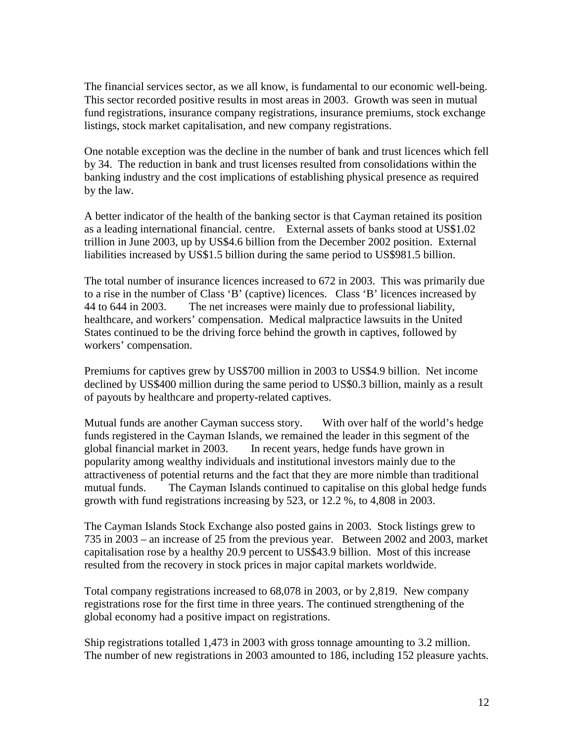The financial services sector, as we all know, is fundamental to our economic well-being. This sector recorded positive results in most areas in 2003. Growth was seen in mutual fund registrations, insurance company registrations, insurance premiums, stock exchange listings, stock market capitalisation, and new company registrations.

One notable exception was the decline in the number of bank and trust licences which fell by 34. The reduction in bank and trust licenses resulted from consolidations within the banking industry and the cost implications of establishing physical presence as required by the law.

A better indicator of the health of the banking sector is that Cayman retained its position as a leading international financial. centre. External assets of banks stood at US$1.02 trillion in June 2003, up by US$4.6 billion from the December 2002 position. External liabilities increased by US$1.5 billion during the same period to US$981.5 billion.

The total number of insurance licences increased to 672 in 2003. This was primarily due to a rise in the number of Class 'B' (captive) licences. Class 'B' licences increased by 44 to 644 in 2003. The net increases were mainly due to professional liability, healthcare, and workers' compensation. Medical malpractice lawsuits in the United States continued to be the driving force behind the growth in captives, followed by workers' compensation.

Premiums for captives grew by US$700 million in 2003 to US$4.9 billion. Net income declined by US$400 million during the same period to US$0.3 billion, mainly as a result of payouts by healthcare and property-related captives.

Mutual funds are another Cayman success story. With over half of the world's hedge funds registered in the Cayman Islands, we remained the leader in this segment of the global financial market in 2003. In recent years, hedge funds have grown in popularity among wealthy individuals and institutional investors mainly due to the attractiveness of potential returns and the fact that they are more nimble than traditional mutual funds. The Cayman Islands continued to capitalise on this global hedge funds growth with fund registrations increasing by 523, or 12.2 %, to 4,808 in 2003.

The Cayman Islands Stock Exchange also posted gains in 2003. Stock listings grew to 735 in 2003 – an increase of 25 from the previous year. Between 2002 and 2003, market capitalisation rose by a healthy 20.9 percent to US$43.9 billion. Most of this increase resulted from the recovery in stock prices in major capital markets worldwide.

Total company registrations increased to 68,078 in 2003, or by 2,819. New company registrations rose for the first time in three years. The continued strengthening of the global economy had a positive impact on registrations.

Ship registrations totalled 1,473 in 2003 with gross tonnage amounting to 3.2 million. The number of new registrations in 2003 amounted to 186, including 152 pleasure yachts.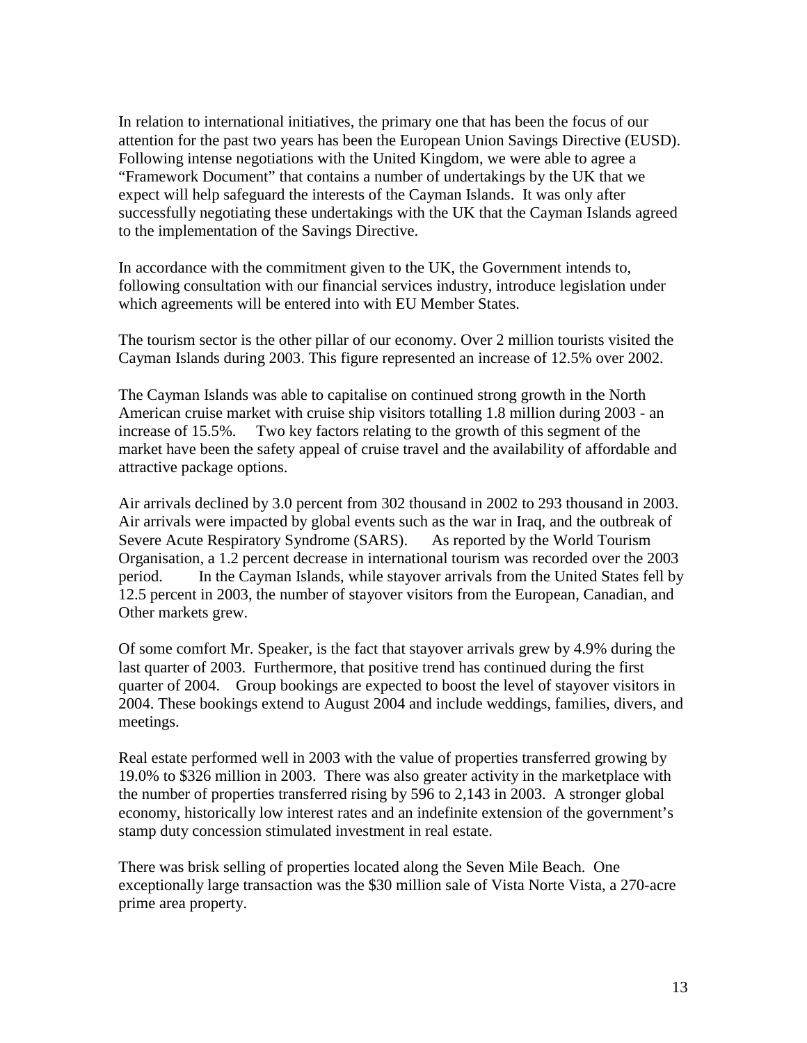In relation to international initiatives, the primary one that has been the focus of our attention for the past two years has been the European Union Savings Directive (EUSD). Following intense negotiations with the United Kingdom, we were able to agree a "Framework Document" that contains a number of undertakings by the UK that we expect will help safeguard the interests of the Cayman Islands. It was only after successfully negotiating these undertakings with the UK that the Cayman Islands agreed to the implementation of the Savings Directive.

In accordance with the commitment given to the UK, the Government intends to, following consultation with our financial services industry, introduce legislation under which agreements will be entered into with EU Member States.

The tourism sector is the other pillar of our economy. Over 2 million tourists visited the Cayman Islands during 2003. This figure represented an increase of 12.5% over 2002.

The Cayman Islands was able to capitalise on continued strong growth in the North American cruise market with cruise ship visitors totalling 1.8 million during 2003 - an increase of 15.5%. Two key factors relating to the growth of this segment of the market have been the safety appeal of cruise travel and the availability of affordable and attractive package options.

Air arrivals declined by 3.0 percent from 302 thousand in 2002 to 293 thousand in 2003. Air arrivals were impacted by global events such as the war in Iraq, and the outbreak of Severe Acute Respiratory Syndrome (SARS). As reported by the World Tourism Organisation, a 1.2 percent decrease in international tourism was recorded over the 2003 period. In the Cayman Islands, while stayover arrivals from the United States fell by 12.5 percent in 2003, the number of stayover visitors from the European, Canadian, and Other markets grew.

Of some comfort Mr. Speaker, is the fact that stayover arrivals grew by 4.9% during the last quarter of 2003. Furthermore, that positive trend has continued during the first quarter of 2004. Group bookings are expected to boost the level of stayover visitors in 2004. These bookings extend to August 2004 and include weddings, families, divers, and meetings.

Real estate performed well in 2003 with the value of properties transferred growing by 19.0% to $326 million in 2003. There was also greater activity in the marketplace with the number of properties transferred rising by 596 to 2,143 in 2003. A stronger global economy, historically low interest rates and an indefinite extension of the government's stamp duty concession stimulated investment in real estate.

There was brisk selling of properties located along the Seven Mile Beach. One exceptionally large transaction was the $30 million sale of Vista Norte Vista, a 270-acre prime area property.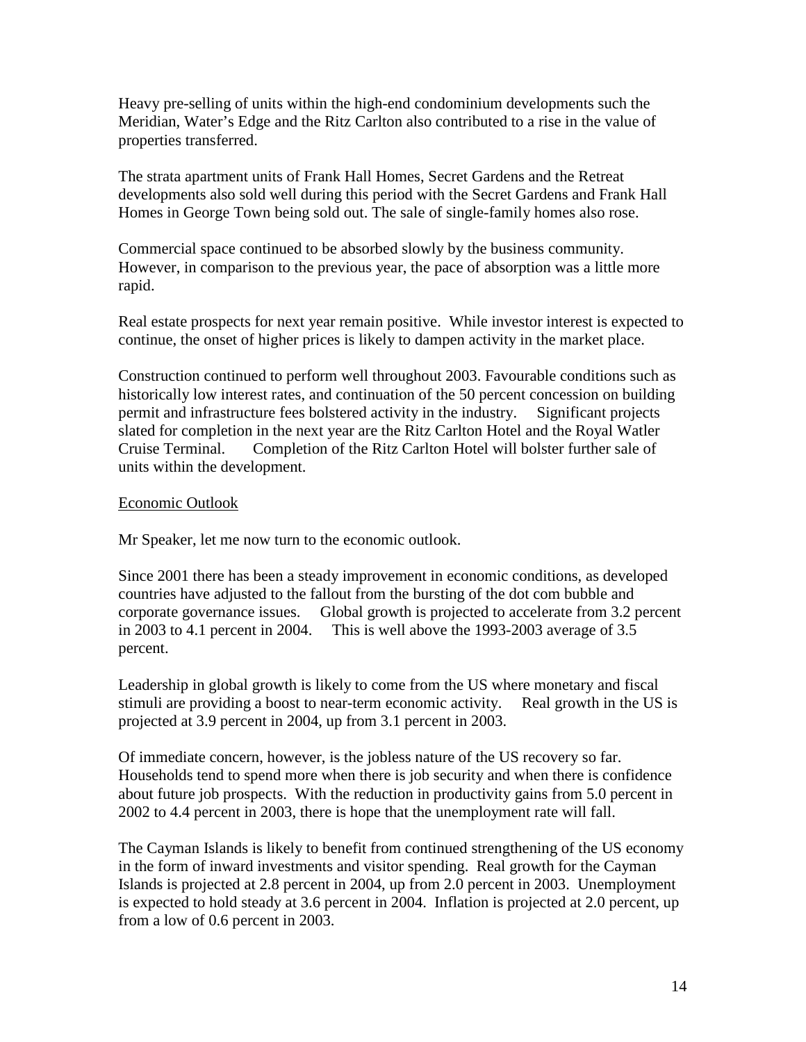Heavy pre-selling of units within the high-end condominium developments such the Meridian, Water's Edge and the Ritz Carlton also contributed to a rise in the value of properties transferred.

The strata apartment units of Frank Hall Homes, Secret Gardens and the Retreat developments also sold well during this period with the Secret Gardens and Frank Hall Homes in George Town being sold out. The sale of single-family homes also rose.

Commercial space continued to be absorbed slowly by the business community. However, in comparison to the previous year, the pace of absorption was a little more rapid.

Real estate prospects for next year remain positive. While investor interest is expected to continue, the onset of higher prices is likely to dampen activity in the market place.

Construction continued to perform well throughout 2003. Favourable conditions such as historically low interest rates, and continuation of the 50 percent concession on building permit and infrastructure fees bolstered activity in the industry. Significant projects slated for completion in the next year are the Ritz Carlton Hotel and the Royal Watler Cruise Terminal. Completion of the Ritz Carlton Hotel will bolster further sale of units within the development.

## Economic Outlook

Mr Speaker, let me now turn to the economic outlook.

Since 2001 there has been a steady improvement in economic conditions, as developed countries have adjusted to the fallout from the bursting of the dot com bubble and corporate governance issues. Global growth is projected to accelerate from 3.2 percent in 2003 to 4.1 percent in 2004. This is well above the 1993-2003 average of 3.5 percent.

Leadership in global growth is likely to come from the US where monetary and fiscal stimuli are providing a boost to near-term economic activity. Real growth in the US is projected at 3.9 percent in 2004, up from 3.1 percent in 2003.

Of immediate concern, however, is the jobless nature of the US recovery so far. Households tend to spend more when there is job security and when there is confidence about future job prospects. With the reduction in productivity gains from 5.0 percent in 2002 to 4.4 percent in 2003, there is hope that the unemployment rate will fall.

The Cayman Islands is likely to benefit from continued strengthening of the US economy in the form of inward investments and visitor spending. Real growth for the Cayman Islands is projected at 2.8 percent in 2004, up from 2.0 percent in 2003. Unemployment is expected to hold steady at 3.6 percent in 2004. Inflation is projected at 2.0 percent, up from a low of 0.6 percent in 2003.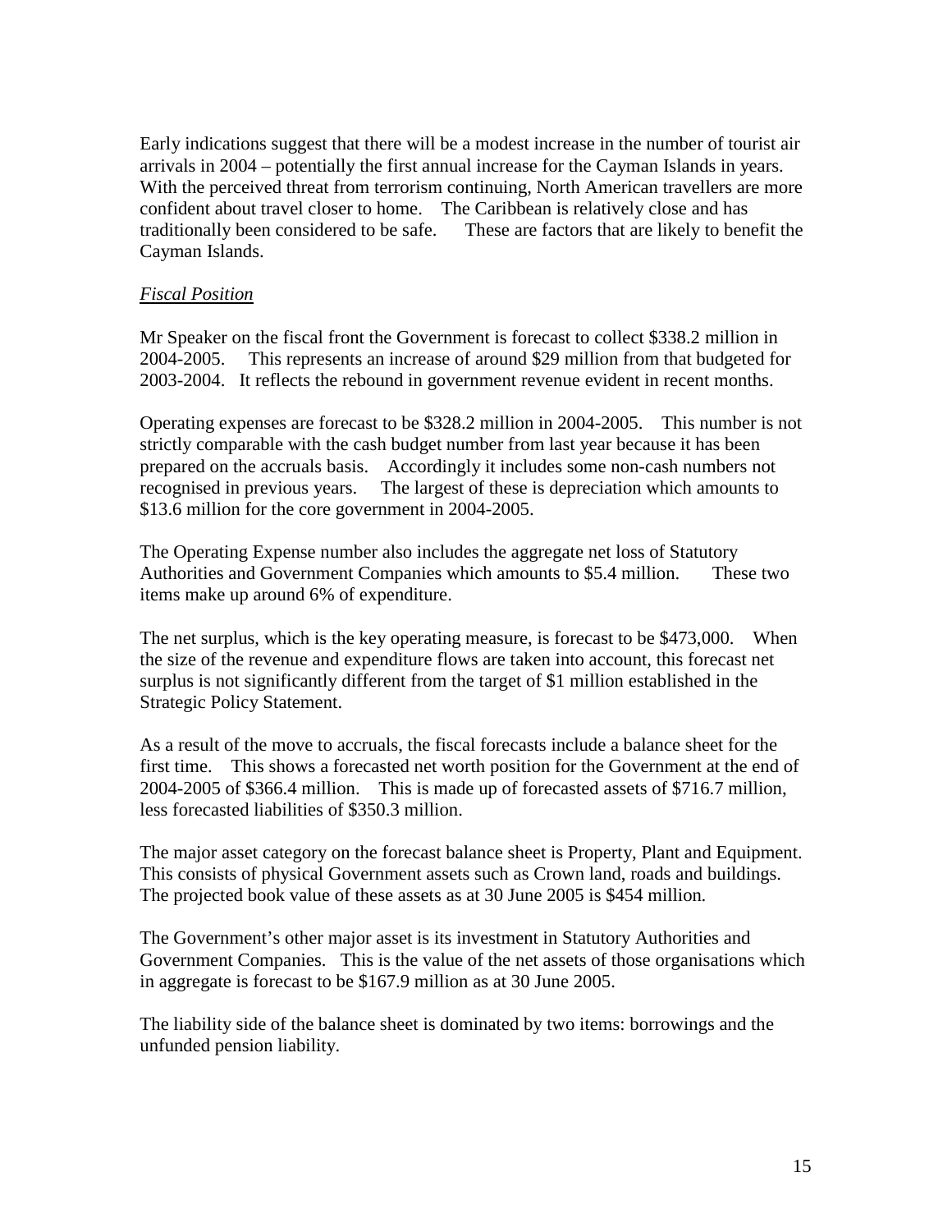Early indications suggest that there will be a modest increase in the number of tourist air arrivals in 2004 – potentially the first annual increase for the Cayman Islands in years. With the perceived threat from terrorism continuing, North American travellers are more confident about travel closer to home. The Caribbean is relatively close and has traditionally been considered to be safe. These are factors that are likely to benefit the Cayman Islands.

*Fiscal Position*

Mr Speaker on the fiscal front the Government is forecast to collect $338.2 million in 2004-2005. This represents an increase of around $29 million from that budgeted for 2003-2004. It reflects the rebound in government revenue evident in recent months.

Operating expenses are forecast to be $328.2 million in 2004-2005. This number is not strictly comparable with the cash budget number from last year because it has been prepared on the accruals basis. Accordingly it includes some non-cash numbers not recognised in previous years. The largest of these is depreciation which amounts to $13.6 million for the core government in 2004-2005.

The Operating Expense number also includes the aggregate net loss of Statutory Authorities and Government Companies which amounts to $5.4 million. These two items make up around 6% of expenditure.

The net surplus, which is the key operating measure, is forecast to be $473,000. When the size of the revenue and expenditure flows are taken into account, this forecast net surplus is not significantly different from the target of $1 million established in the Strategic Policy Statement.

As a result of the move to accruals, the fiscal forecasts include a balance sheet for the first time. This shows a forecasted net worth position for the Government at the end of 2004-2005 of $366.4 million. This is made up of forecasted assets of $716.7 million, less forecasted liabilities of $350.3 million.

The major asset category on the forecast balance sheet is Property, Plant and Equipment. This consists of physical Government assets such as Crown land, roads and buildings. The projected book value of these assets as at 30 June 2005 is $454 million.

The Government's other major asset is its investment in Statutory Authorities and Government Companies. This is the value of the net assets of those organisations which in aggregate is forecast to be $167.9 million as at 30 June 2005.

The liability side of the balance sheet is dominated by two items: borrowings and the unfunded pension liability.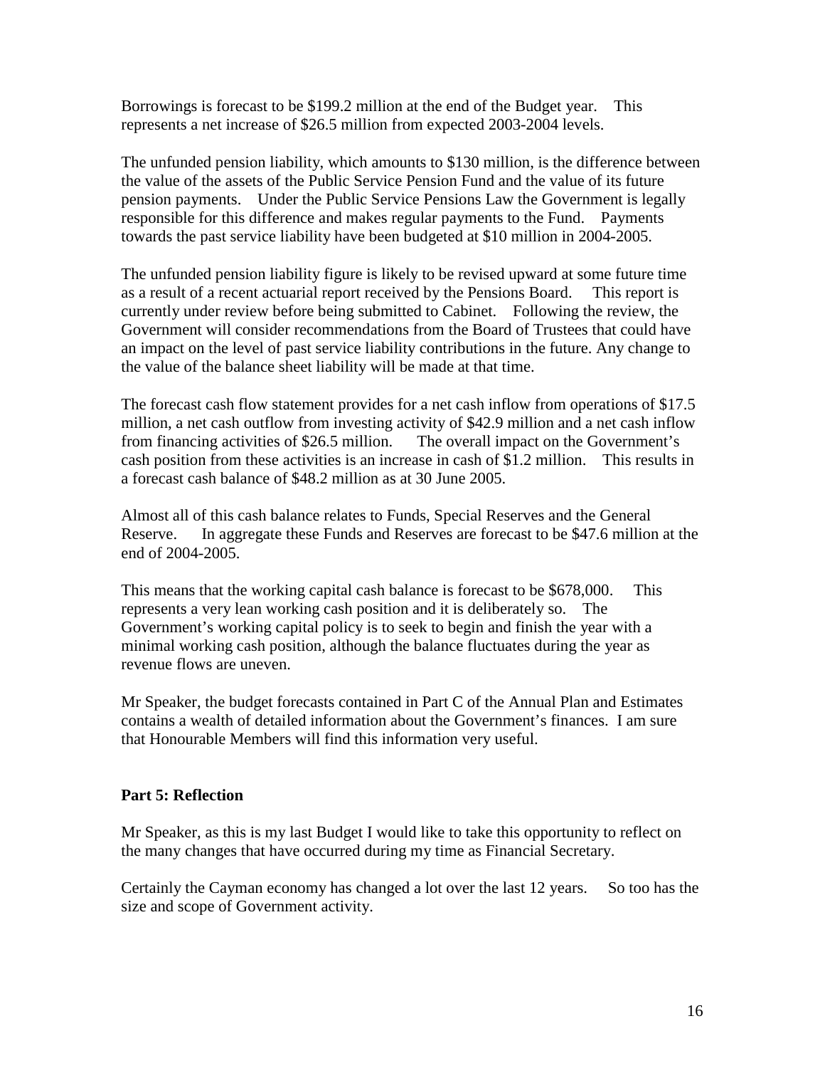Borrowings is forecast to be $199.2 million at the end of the Budget year. This represents a net increase of $26.5 million from expected 2003-2004 levels.

The unfunded pension liability, which amounts to $130 million, is the difference between the value of the assets of the Public Service Pension Fund and the value of its future pension payments. Under the Public Service Pensions Law the Government is legally responsible for this difference and makes regular payments to the Fund. Payments towards the past service liability have been budgeted at $10 million in 2004-2005.

The unfunded pension liability figure is likely to be revised upward at some future time as a result of a recent actuarial report received by the Pensions Board. This report is currently under review before being submitted to Cabinet. Following the review, the Government will consider recommendations from the Board of Trustees that could have an impact on the level of past service liability contributions in the future. Any change to the value of the balance sheet liability will be made at that time.

The forecast cash flow statement provides for a net cash inflow from operations of $17.5 million, a net cash outflow from investing activity of $42.9 million and a net cash inflow from financing activities of $26.5 million. The overall impact on the Government's cash position from these activities is an increase in cash of $1.2 million. This results in a forecast cash balance of $48.2 million as at 30 June 2005.

Almost all of this cash balance relates to Funds, Special Reserves and the General Reserve. In aggregate these Funds and Reserves are forecast to be $47.6 million at the end of 2004-2005.

This means that the working capital cash balance is forecast to be $678,000. This represents a very lean working cash position and it is deliberately so. The Government's working capital policy is to seek to begin and finish the year with a minimal working cash position, although the balance fluctuates during the year as revenue flows are uneven.

Mr Speaker, the budget forecasts contained in Part C of the Annual Plan and Estimates contains a wealth of detailed information about the Government's finances. I am sure that Honourable Members will find this information very useful.

**Part 5: Reflection**

Mr Speaker, as this is my last Budget I would like to take this opportunity to reflect on the many changes that have occurred during my time as Financial Secretary.

Certainly the Cayman economy has changed a lot over the last 12 years. So too has the size and scope of Government activity.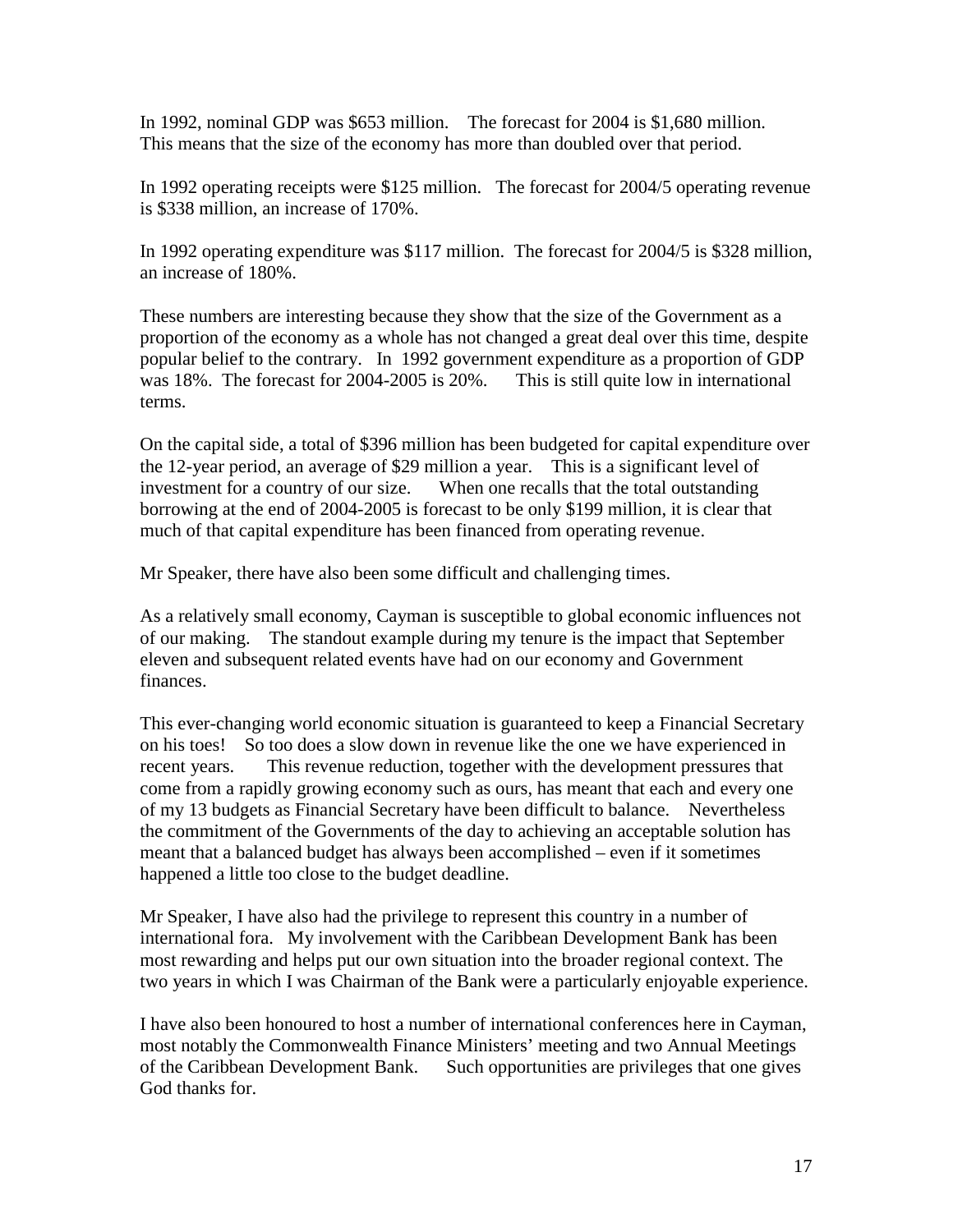In 1992, nominal GDP was $653 million. The forecast for 2004 is $1,680 million. This means that the size of the economy has more than doubled over that period.

In 1992 operating receipts were $125 million. The forecast for 2004/5 operating revenue is $338 million, an increase of 170%.

In 1992 operating expenditure was $117 million. The forecast for 2004/5 is $328 million, an increase of 180%.

These numbers are interesting because they show that the size of the Government as a proportion of the economy as a whole has not changed a great deal over this time, despite popular belief to the contrary. In 1992 government expenditure as a proportion of GDP was 18%. The forecast for 2004-2005 is 20%. This is still quite low in international terms.

On the capital side, a total of $396 million has been budgeted for capital expenditure over the 12-year period, an average of $29 million a year. This is a significant level of investment for a country of our size. When one recalls that the total outstanding borrowing at the end of 2004-2005 is forecast to be only $199 million, it is clear that much of that capital expenditure has been financed from operating revenue.

Mr Speaker, there have also been some difficult and challenging times.

As a relatively small economy, Cayman is susceptible to global economic influences not of our making. The standout example during my tenure is the impact that September eleven and subsequent related events have had on our economy and Government finances.

This ever-changing world economic situation is guaranteed to keep a Financial Secretary on his toes! So too does a slow down in revenue like the one we have experienced in recent years. This revenue reduction, together with the development pressures that come from a rapidly growing economy such as ours, has meant that each and every one of my 13 budgets as Financial Secretary have been difficult to balance. Nevertheless the commitment of the Governments of the day to achieving an acceptable solution has meant that a balanced budget has always been accomplished – even if it sometimes happened a little too close to the budget deadline.

Mr Speaker, I have also had the privilege to represent this country in a number of international fora. My involvement with the Caribbean Development Bank has been most rewarding and helps put our own situation into the broader regional context. The two years in which I was Chairman of the Bank were a particularly enjoyable experience.

I have also been honoured to host a number of international conferences here in Cayman, most notably the Commonwealth Finance Ministers' meeting and two Annual Meetings of the Caribbean Development Bank. Such opportunities are privileges that one gives God thanks for.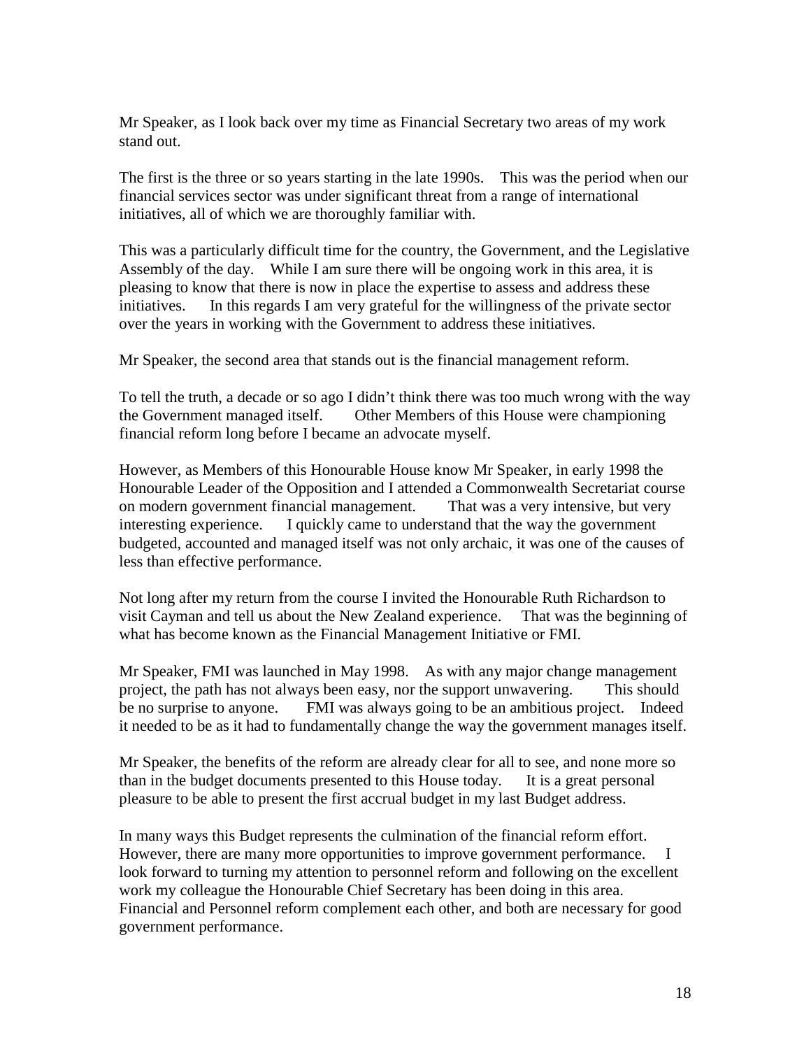Mr Speaker, as I look back over my time as Financial Secretary two areas of my work stand out.

The first is the three or so years starting in the late 1990s. This was the period when our financial services sector was under significant threat from a range of international initiatives, all of which we are thoroughly familiar with.

This was a particularly difficult time for the country, the Government, and the Legislative Assembly of the day. While I am sure there will be ongoing work in this area, it is pleasing to know that there is now in place the expertise to assess and address these initiatives. In this regards I am very grateful for the willingness of the private sector over the years in working with the Government to address these initiatives.

Mr Speaker, the second area that stands out is the financial management reform.

To tell the truth, a decade or so ago I didn't think there was too much wrong with the way the Government managed itself. Other Members of this House were championing financial reform long before I became an advocate myself.

However, as Members of this Honourable House know Mr Speaker, in early 1998 the Honourable Leader of the Opposition and I attended a Commonwealth Secretariat course on modern government financial management. That was a very intensive, but very interesting experience. I quickly came to understand that the way the government budgeted, accounted and managed itself was not only archaic, it was one of the causes of less than effective performance.

Not long after my return from the course I invited the Honourable Ruth Richardson to visit Cayman and tell us about the New Zealand experience. That was the beginning of what has become known as the Financial Management Initiative or FMI.

Mr Speaker, FMI was launched in May 1998. As with any major change management project, the path has not always been easy, nor the support unwavering. This should be no surprise to anyone. FMI was always going to be an ambitious project. Indeed it needed to be as it had to fundamentally change the way the government manages itself.

Mr Speaker, the benefits of the reform are already clear for all to see, and none more so than in the budget documents presented to this House today. It is a great personal pleasure to be able to present the first accrual budget in my last Budget address.

In many ways this Budget represents the culmination of the financial reform effort. However, there are many more opportunities to improve government performance. I look forward to turning my attention to personnel reform and following on the excellent work my colleague the Honourable Chief Secretary has been doing in this area. Financial and Personnel reform complement each other, and both are necessary for good government performance.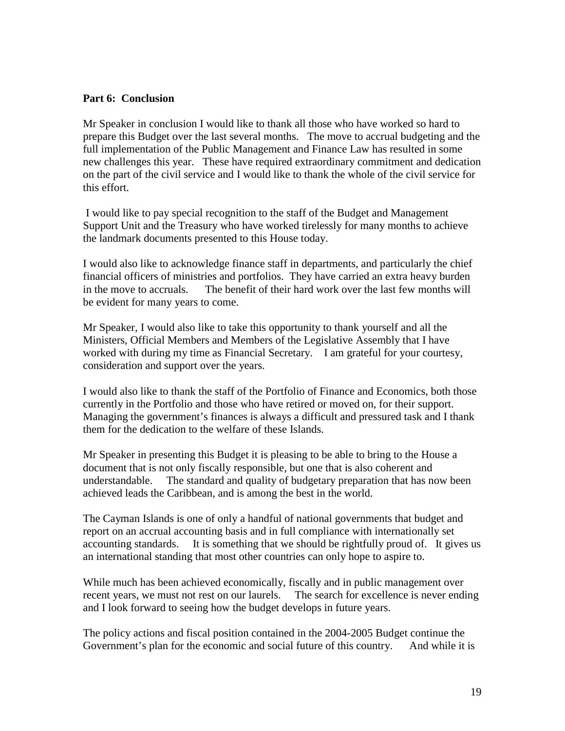**Part 6: Conclusion**

Mr Speaker in conclusion I would like to thank all those who have worked so hard to prepare this Budget over the last several months. The move to accrual budgeting and the full implementation of the Public Management and Finance Law has resulted in some new challenges this year. These have required extraordinary commitment and dedication on the part of the civil service and I would like to thank the whole of the civil service for this effort.

I would like to pay special recognition to the staff of the Budget and Management Support Unit and the Treasury who have worked tirelessly for many months to achieve the landmark documents presented to this House today.

I would also like to acknowledge finance staff in departments, and particularly the chief financial officers of ministries and portfolios. They have carried an extra heavy burden in the move to accruals. The benefit of their hard work over the last few months will be evident for many years to come.

Mr Speaker, I would also like to take this opportunity to thank yourself and all the Ministers, Official Members and Members of the Legislative Assembly that I have worked with during my time as Financial Secretary. I am grateful for your courtesy, consideration and support over the years.

I would also like to thank the staff of the Portfolio of Finance and Economics, both those currently in the Portfolio and those who have retired or moved on, for their support. Managing the government's finances is always a difficult and pressured task and I thank them for the dedication to the welfare of these Islands.

Mr Speaker in presenting this Budget it is pleasing to be able to bring to the House a document that is not only fiscally responsible, but one that is also coherent and understandable. The standard and quality of budgetary preparation that has now been achieved leads the Caribbean, and is among the best in the world.

The Cayman Islands is one of only a handful of national governments that budget and report on an accrual accounting basis and in full compliance with internationally set accounting standards. It is something that we should be rightfully proud of. It gives us an international standing that most other countries can only hope to aspire to.

While much has been achieved economically, fiscally and in public management over recent years, we must not rest on our laurels. The search for excellence is never ending and I look forward to seeing how the budget develops in future years.

The policy actions and fiscal position contained in the 2004-2005 Budget continue the Government's plan for the economic and social future of this country. And while it is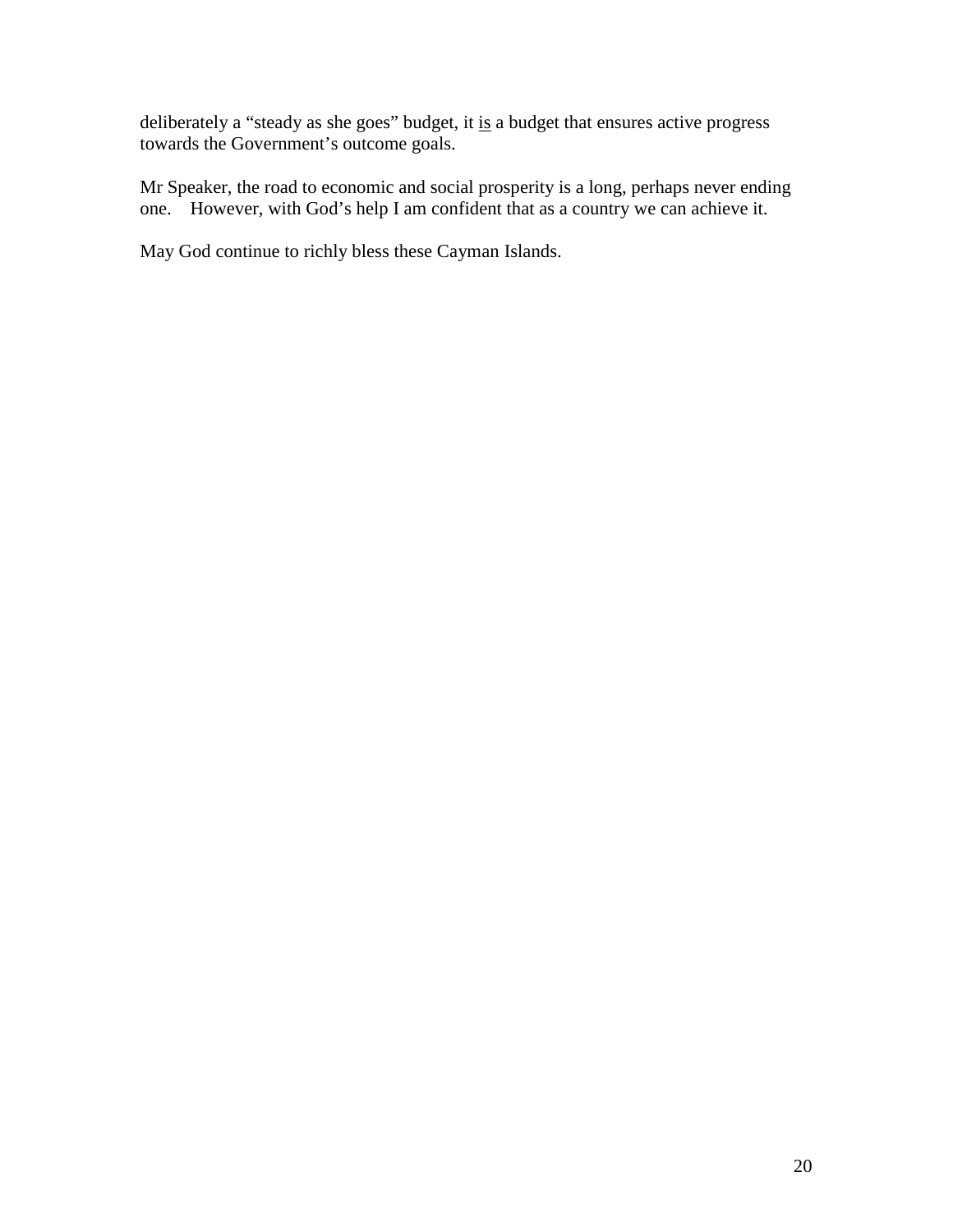deliberately a "steady as she goes" budget, it <u>is</u> a budget that ensures active progress towards the Government's outcome goals.

Mr Speaker, the road to economic and social prosperity is a long, perhaps never ending one. However, with God's help I am confident that as a country we can achieve it.

May God continue to richly bless these Cayman Islands.